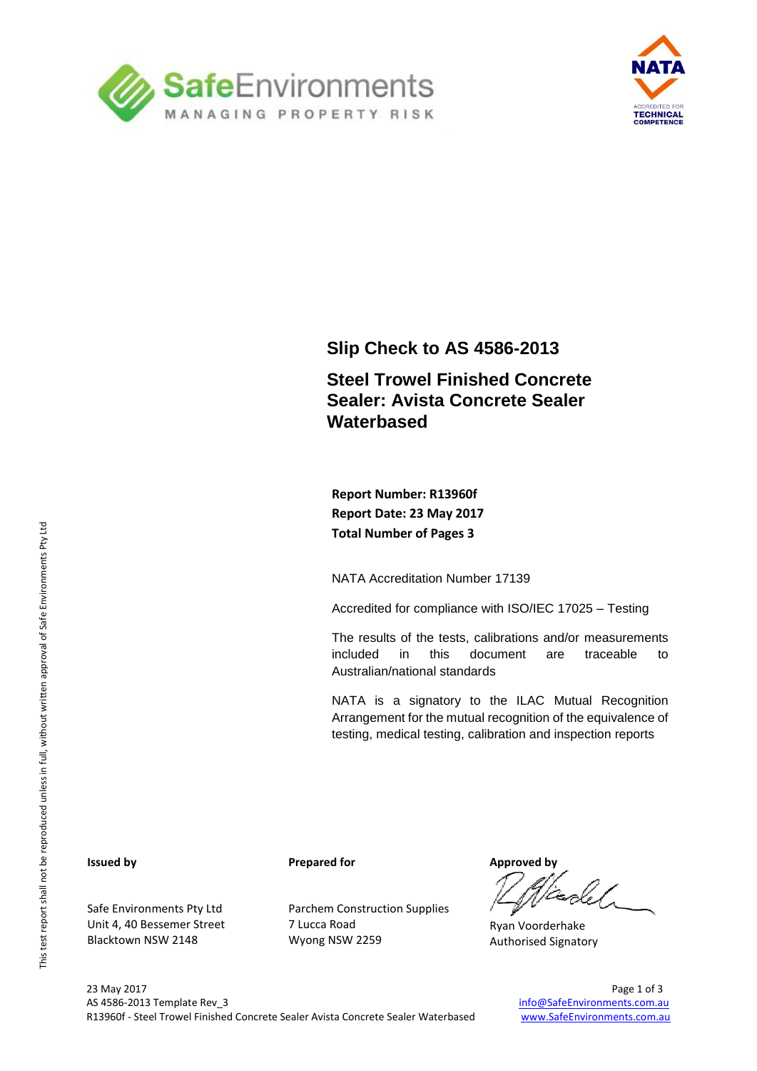# Slip Check to AS 4586-2013

## Steel Trowel Finished Concrete Sealer: Avista Concrete Sealer Waterbased

**Report Number: R13960f**
**Report Date: 23 May 2017**
**Total Number of Pages 3**

NATA Accreditation Number 17139

Accredited for compliance with ISO/IEC 17025 – Testing

The results of the tests, calibrations and/or measurements included in this document are traceable to Australian/national standards

NATA is a signatory to the ILAC Mutual Recognition Arrangement for the mutual recognition of the equivalence of testing, medical testing, calibration and inspection reports

**Issued by**

Safe Environments Pty Ltd
Unit 4, 40 Bessemer Street
Blacktown NSW 2148

**Prepared for**

Parchem Construction Supplies
7 Lucca Road
Wyong NSW 2259

**Approved by**

Ryan Voorderhake
Authorised Signatory

This test report shall not be reproduced unless in full, without written approval of Safe Environments Pty Ltd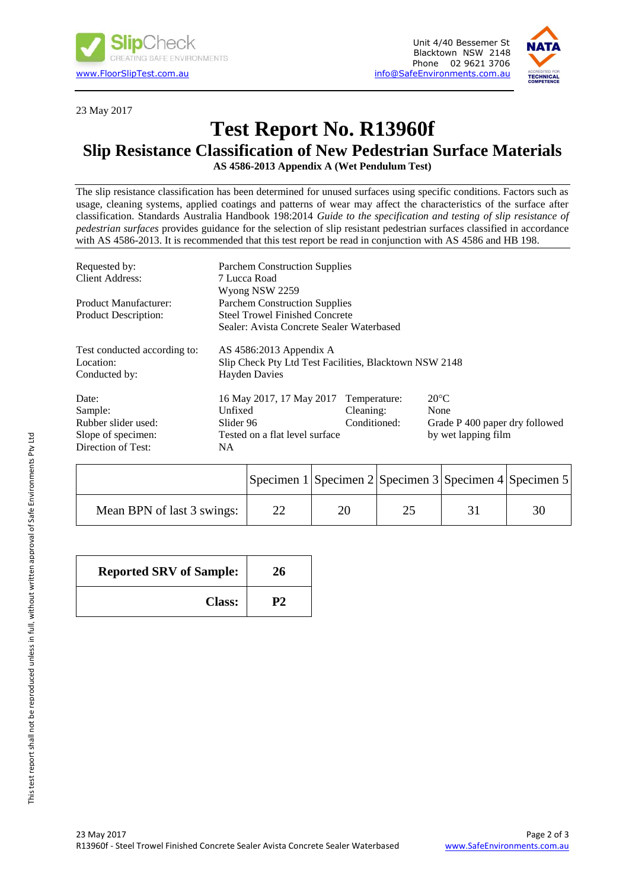23 May 2017

# Test Report No. R13960f

## Slip Resistance Classification of New Pedestrian Surface Materials

**AS 4586-2013 Appendix A (Wet Pendulum Test)**

The slip resistance classification has been determined for unused surfaces using specific conditions. Factors such as usage, cleaning systems, applied coatings and patterns of wear may affect the characteristics of the surface after classification. Standards Australia Handbook 198:2014 *Guide to the specification and testing of slip resistance of pedestrian surfaces* provides guidance for the selection of slip resistant pedestrian surfaces classified in accordance with AS 4586-2013. It is recommended that this test report be read in conjunction with AS 4586 and HB 198.

Requested by: Parchem Construction Supplies
Client Address: 7 Lucca Road
Wyong NSW 2259

Product Manufacturer: Parchem Construction Supplies
Product Description: Steel Trowel Finished Concrete
Sealer: Avista Concrete Sealer Waterbased

Test conducted according to: AS 4586:2013 Appendix A
Location: Slip Check Pty Ltd Test Facilities, Blacktown NSW 2148
Conducted by: Hayden Davies

Date: 16 May 2017, 17 May 2017
Sample: Unfixed
Rubber slider used: Slider 96
Slope of specimen: Tested on a flat level surface
Direction of Test: NA

Temperature: 20°C
Cleaning: None
Conditioned: Grade P 400 paper dry followed by wet lapping film

| | Specimen 1 | Specimen 2 | Specimen 3 | Specimen 4 | Specimen 5 |
|---|---|---|---|---|---|
| Mean BPN of last 3 swings: | 22 | 20 | 25 | 31 | 30 |

| | |
|---|---|
| **Reported SRV of Sample:** | **26** |
| **Class:** | **P2** |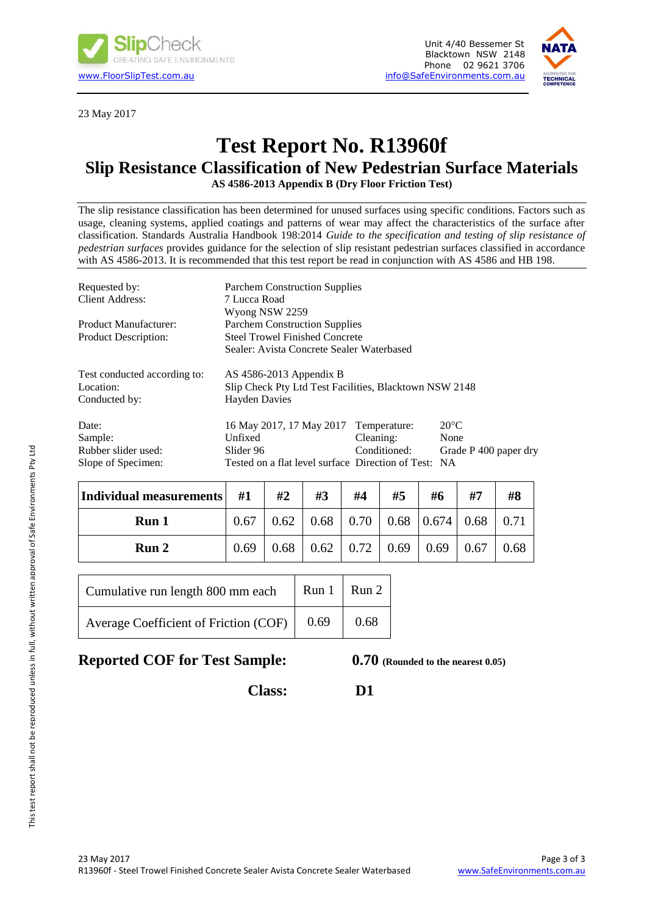SlipCheck
CREATING SAFE ENVIRONMENTS
www.FloorSlipTest.com.au

Unit 4/40 Bessemer St
Blacktown NSW 2148
Phone 02 9621 3706
info@SafeEnvironments.com.au

23 May 2017

# Test Report No. R13960f

## Slip Resistance Classification of New Pedestrian Surface Materials

**AS 4586-2013 Appendix B (Dry Floor Friction Test)**

The slip resistance classification has been determined for unused surfaces using specific conditions. Factors such as usage, cleaning systems, applied coatings and patterns of wear may affect the characteristics of the surface after classification. Standards Australia Handbook 198:2014 *Guide to the specification and testing of slip resistance of pedestrian surfaces* provides guidance for the selection of slip resistant pedestrian surfaces classified in accordance with AS 4586-2013. It is recommended that this test report be read in conjunction with AS 4586 and HB 198.

| | |
|---|---|
| Requested by: | Parchem Construction Supplies |
| Client Address: | 7 Lucca Road<br>Wyong NSW 2259 |
| Product Manufacturer: | Parchem Construction Supplies |
| Product Description: | Steel Trowel Finished Concrete<br>Sealer: Avista Concrete Sealer Waterbased |
| Test conducted according to: | AS 4586-2013 Appendix B |
| Location: | Slip Check Pty Ltd Test Facilities, Blacktown NSW 2148 |
| Conducted by: | Hayden Davies |

| | | | |
|---|---|---|---|
| Date: | 16 May 2017, 17 May 2017 | Temperature: | 20°C |
| Sample: | Unfixed | Cleaning: | None |
| Rubber slider used: | Slider 96 | Conditioned: | Grade P 400 paper dry |
| Slope of Specimen: | Tested on a flat level surface | Direction of Test: | NA |

| Individual measurements | #1 | #2 | #3 | #4 | #5 | #6 | #7 | #8 |
|---|---|---|---|---|---|---|---|---|
| **Run 1** | 0.67 | 0.62 | 0.68 | 0.70 | 0.68 | 0.674 | 0.68 | 0.71 |
| **Run 2** | 0.69 | 0.68 | 0.62 | 0.72 | 0.69 | 0.69 | 0.67 | 0.68 |

| Cumulative run length 800 mm each | Run 1 | Run 2 |
|---|---|---|
| Average Coefficient of Friction (COF) | 0.69 | 0.68 |

**Reported COF for Test Sample:** **0.70** **(Rounded to the nearest 0.05)**

**Class:** **D1**

This test report shall not be reproduced unless in full, without written approval of Safe Environments Pty Ltd

23 May 2017
R13960f - Steel Trowel Finished Concrete Sealer Avista Concrete Sealer Waterbased
www.SafeEnvironments.com.au